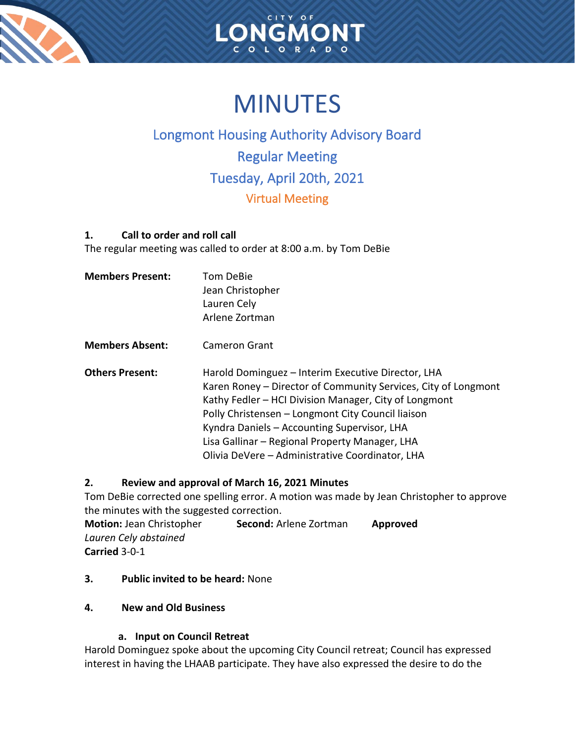CITY OF LONGMONT COLORADO

# MINUTES

## Longmont Housing Authority Advisory Board
## Regular Meeting
## Tuesday, April 20th, 2021
### Virtual Meeting

**1. Call to order and roll call**

The regular meeting was called to order at 8:00 a.m. by Tom DeBie

**Members Present:** Tom DeBie
Jean Christopher
Lauren Cely
Arlene Zortman

**Members Absent:** Cameron Grant

**Others Present:** Harold Dominguez – Interim Executive Director, LHA
Karen Roney – Director of Community Services, City of Longmont
Kathy Fedler – HCI Division Manager, City of Longmont
Polly Christensen – Longmont City Council liaison
Kyndra Daniels – Accounting Supervisor, LHA
Lisa Gallinar – Regional Property Manager, LHA
Olivia DeVere – Administrative Coordinator, LHA

**2. Review and approval of March 16, 2021 Minutes**

Tom DeBie corrected one spelling error. A motion was made by Jean Christopher to approve the minutes with the suggested correction.

**Motion:** Jean Christopher **Second:** Arlene Zortman **Approved**
*Lauren Cely abstained*
**Carried** 3-0-1

**3. Public invited to be heard:** None

**4. New and Old Business**

**a. Input on Council Retreat**

Harold Dominguez spoke about the upcoming City Council retreat; Council has expressed interest in having the LHAAB participate. They have also expressed the desire to do the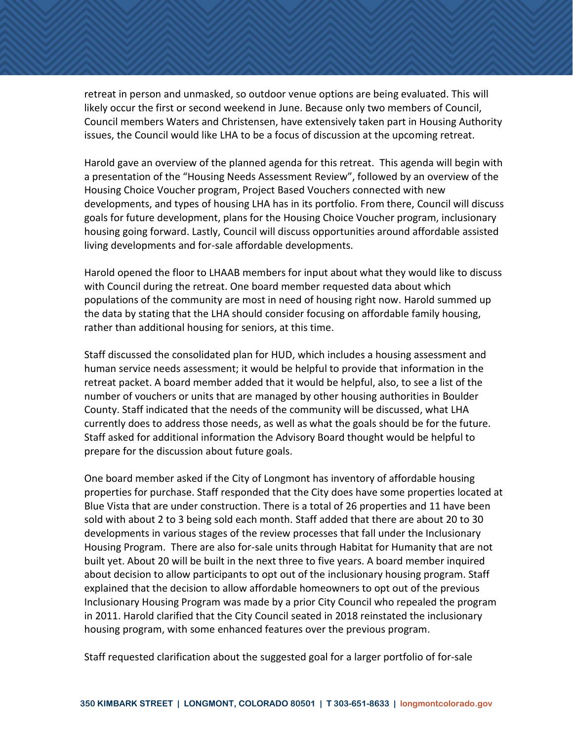retreat in person and unmasked, so outdoor venue options are being evaluated. This will likely occur the first or second weekend in June. Because only two members of Council, Council members Waters and Christensen, have extensively taken part in Housing Authority issues, the Council would like LHA to be a focus of discussion at the upcoming retreat.

Harold gave an overview of the planned agenda for this retreat. This agenda will begin with a presentation of the "Housing Needs Assessment Review", followed by an overview of the Housing Choice Voucher program, Project Based Vouchers connected with new developments, and types of housing LHA has in its portfolio. From there, Council will discuss goals for future development, plans for the Housing Choice Voucher program, inclusionary housing going forward. Lastly, Council will discuss opportunities around affordable assisted living developments and for-sale affordable developments.

Harold opened the floor to LHAAB members for input about what they would like to discuss with Council during the retreat. One board member requested data about which populations of the community are most in need of housing right now. Harold summed up the data by stating that the LHA should consider focusing on affordable family housing, rather than additional housing for seniors, at this time.

Staff discussed the consolidated plan for HUD, which includes a housing assessment and human service needs assessment; it would be helpful to provide that information in the retreat packet. A board member added that it would be helpful, also, to see a list of the number of vouchers or units that are managed by other housing authorities in Boulder County. Staff indicated that the needs of the community will be discussed, what LHA currently does to address those needs, as well as what the goals should be for the future. Staff asked for additional information the Advisory Board thought would be helpful to prepare for the discussion about future goals.

One board member asked if the City of Longmont has inventory of affordable housing properties for purchase. Staff responded that the City does have some properties located at Blue Vista that are under construction. There is a total of 26 properties and 11 have been sold with about 2 to 3 being sold each month. Staff added that there are about 20 to 30 developments in various stages of the review processes that fall under the Inclusionary Housing Program. There are also for-sale units through Habitat for Humanity that are not built yet. About 20 will be built in the next three to five years. A board member inquired about decision to allow participants to opt out of the inclusionary housing program. Staff explained that the decision to allow affordable homeowners to opt out of the previous Inclusionary Housing Program was made by a prior City Council who repealed the program in 2011. Harold clarified that the City Council seated in 2018 reinstated the inclusionary housing program, with some enhanced features over the previous program.

Staff requested clarification about the suggested goal for a larger portfolio of for-sale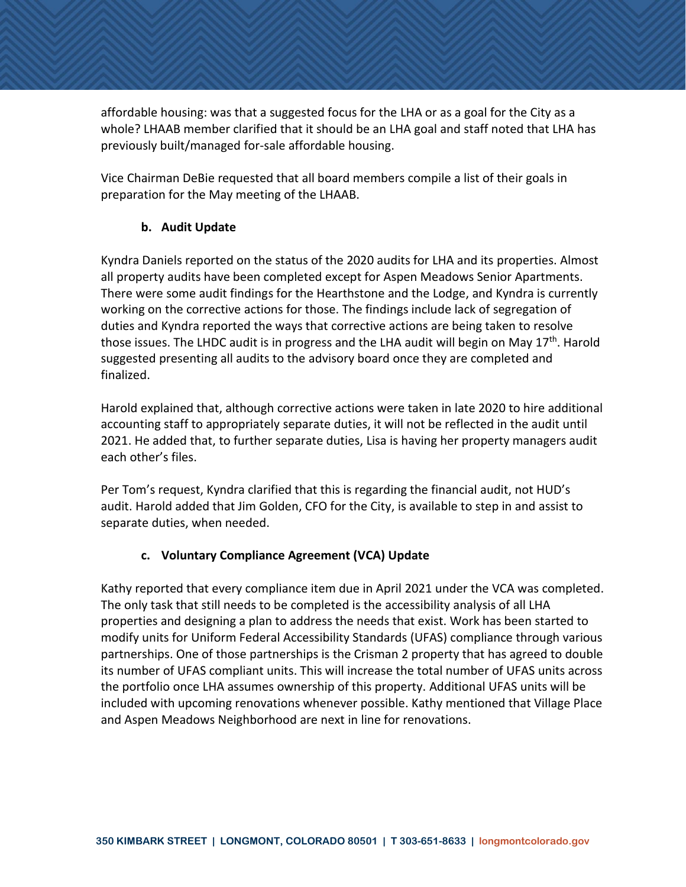affordable housing: was that a suggested focus for the LHA or as a goal for the City as a whole? LHAAB member clarified that it should be an LHA goal and staff noted that LHA has previously built/managed for-sale affordable housing.

Vice Chairman DeBie requested that all board members compile a list of their goals in preparation for the May meeting of the LHAAB.

**b. Audit Update**

Kyndra Daniels reported on the status of the 2020 audits for LHA and its properties. Almost all property audits have been completed except for Aspen Meadows Senior Apartments. There were some audit findings for the Hearthstone and the Lodge, and Kyndra is currently working on the corrective actions for those. The findings include lack of segregation of duties and Kyndra reported the ways that corrective actions are being taken to resolve those issues. The LHDC audit is in progress and the LHA audit will begin on May 17th. Harold suggested presenting all audits to the advisory board once they are completed and finalized.

Harold explained that, although corrective actions were taken in late 2020 to hire additional accounting staff to appropriately separate duties, it will not be reflected in the audit until 2021. He added that, to further separate duties, Lisa is having her property managers audit each other's files.

Per Tom's request, Kyndra clarified that this is regarding the financial audit, not HUD's audit. Harold added that Jim Golden, CFO for the City, is available to step in and assist to separate duties, when needed.

**c. Voluntary Compliance Agreement (VCA) Update**

Kathy reported that every compliance item due in April 2021 under the VCA was completed. The only task that still needs to be completed is the accessibility analysis of all LHA properties and designing a plan to address the needs that exist. Work has been started to modify units for Uniform Federal Accessibility Standards (UFAS) compliance through various partnerships. One of those partnerships is the Crisman 2 property that has agreed to double its number of UFAS compliant units. This will increase the total number of UFAS units across the portfolio once LHA assumes ownership of this property. Additional UFAS units will be included with upcoming renovations whenever possible. Kathy mentioned that Village Place and Aspen Meadows Neighborhood are next in line for renovations.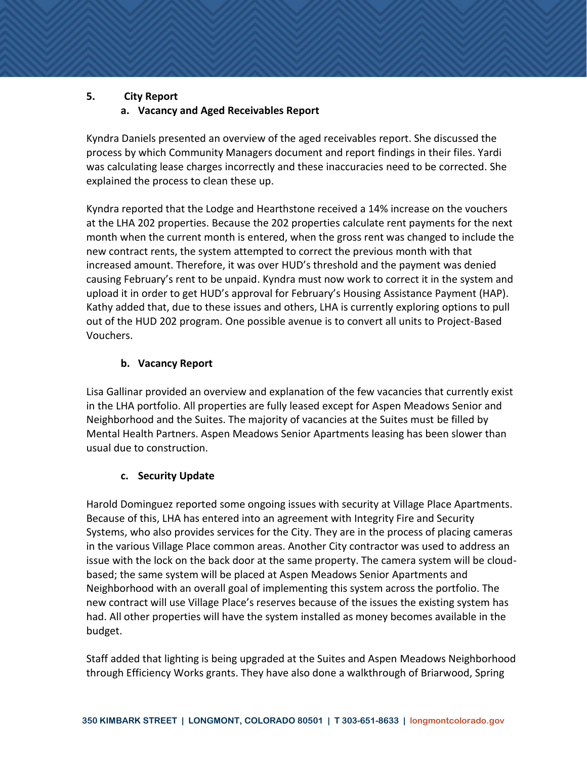## 5. City Report

### a. Vacancy and Aged Receivables Report

Kyndra Daniels presented an overview of the aged receivables report. She discussed the process by which Community Managers document and report findings in their files. Yardi was calculating lease charges incorrectly and these inaccuracies need to be corrected. She explained the process to clean these up.

Kyndra reported that the Lodge and Hearthstone received a 14% increase on the vouchers at the LHA 202 properties. Because the 202 properties calculate rent payments for the next month when the current month is entered, when the gross rent was changed to include the new contract rents, the system attempted to correct the previous month with that increased amount. Therefore, it was over HUD's threshold and the payment was denied causing February's rent to be unpaid. Kyndra must now work to correct it in the system and upload it in order to get HUD's approval for February's Housing Assistance Payment (HAP). Kathy added that, due to these issues and others, LHA is currently exploring options to pull out of the HUD 202 program. One possible avenue is to convert all units to Project-Based Vouchers.

### b. Vacancy Report

Lisa Gallinar provided an overview and explanation of the few vacancies that currently exist in the LHA portfolio. All properties are fully leased except for Aspen Meadows Senior and Neighborhood and the Suites. The majority of vacancies at the Suites must be filled by Mental Health Partners. Aspen Meadows Senior Apartments leasing has been slower than usual due to construction.

### c. Security Update

Harold Dominguez reported some ongoing issues with security at Village Place Apartments. Because of this, LHA has entered into an agreement with Integrity Fire and Security Systems, who also provides services for the City. They are in the process of placing cameras in the various Village Place common areas. Another City contractor was used to address an issue with the lock on the back door at the same property. The camera system will be cloud-based; the same system will be placed at Aspen Meadows Senior Apartments and Neighborhood with an overall goal of implementing this system across the portfolio. The new contract will use Village Place's reserves because of the issues the existing system has had. All other properties will have the system installed as money becomes available in the budget.

Staff added that lighting is being upgraded at the Suites and Aspen Meadows Neighborhood through Efficiency Works grants. They have also done a walkthrough of Briarwood, Spring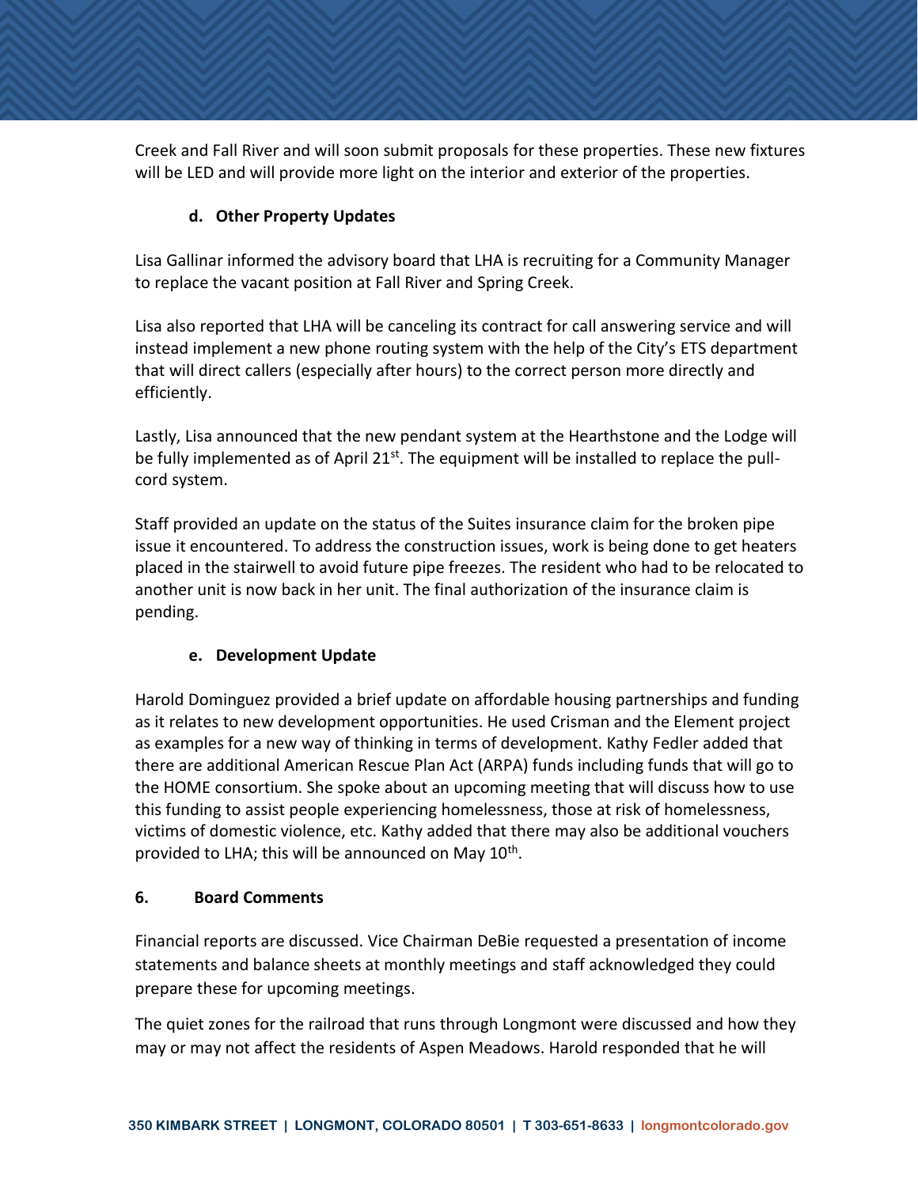Creek and Fall River and will soon submit proposals for these properties. These new fixtures will be LED and will provide more light on the interior and exterior of the properties.

**d. Other Property Updates**

Lisa Gallinar informed the advisory board that LHA is recruiting for a Community Manager to replace the vacant position at Fall River and Spring Creek.

Lisa also reported that LHA will be canceling its contract for call answering service and will instead implement a new phone routing system with the help of the City's ETS department that will direct callers (especially after hours) to the correct person more directly and efficiently.

Lastly, Lisa announced that the new pendant system at the Hearthstone and the Lodge will be fully implemented as of April 21st. The equipment will be installed to replace the pull-cord system.

Staff provided an update on the status of the Suites insurance claim for the broken pipe issue it encountered. To address the construction issues, work is being done to get heaters placed in the stairwell to avoid future pipe freezes. The resident who had to be relocated to another unit is now back in her unit. The final authorization of the insurance claim is pending.

**e. Development Update**

Harold Dominguez provided a brief update on affordable housing partnerships and funding as it relates to new development opportunities. He used Crisman and the Element project as examples for a new way of thinking in terms of development. Kathy Fedler added that there are additional American Rescue Plan Act (ARPA) funds including funds that will go to the HOME consortium. She spoke about an upcoming meeting that will discuss how to use this funding to assist people experiencing homelessness, those at risk of homelessness, victims of domestic violence, etc. Kathy added that there may also be additional vouchers provided to LHA; this will be announced on May 10th.

**6. Board Comments**

Financial reports are discussed. Vice Chairman DeBie requested a presentation of income statements and balance sheets at monthly meetings and staff acknowledged they could prepare these for upcoming meetings.

The quiet zones for the railroad that runs through Longmont were discussed and how they may or may not affect the residents of Aspen Meadows. Harold responded that he will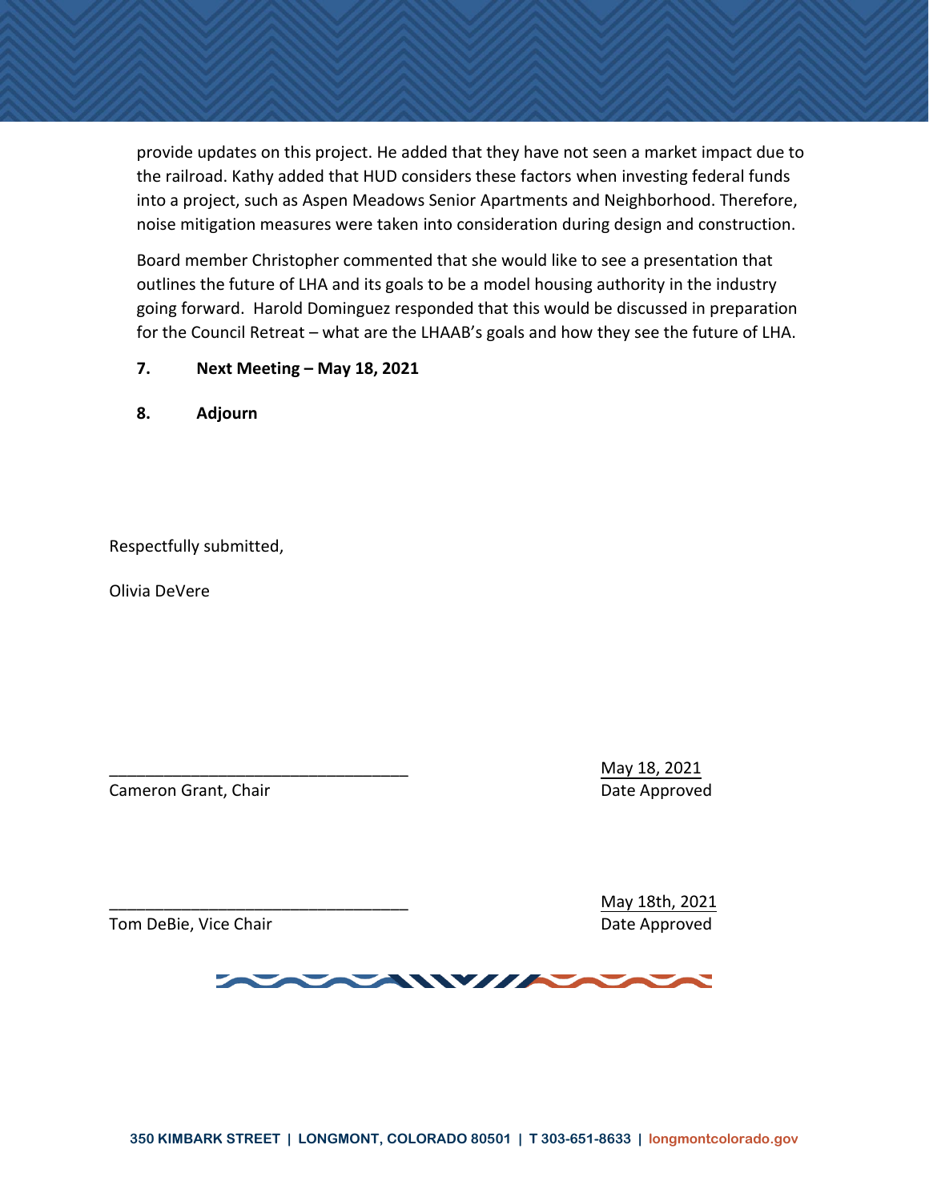provide updates on this project. He added that they have not seen a market impact due to the railroad. Kathy added that HUD considers these factors when investing federal funds into a project, such as Aspen Meadows Senior Apartments and Neighborhood. Therefore, noise mitigation measures were taken into consideration during design and construction.

Board member Christopher commented that she would like to see a presentation that outlines the future of LHA and its goals to be a model housing authority in the industry going forward. Harold Dominguez responded that this would be discussed in preparation for the Council Retreat – what are the LHAAB's goals and how they see the future of LHA.

**7. Next Meeting – May 18, 2021**

**8. Adjourn**

Respectfully submitted,

Olivia DeVere

_________________________________ May 18, 2021

Cameron Grant, Chair Date Approved

_________________________________ May 18th, 2021

Tom DeBie, Vice Chair Date Approved